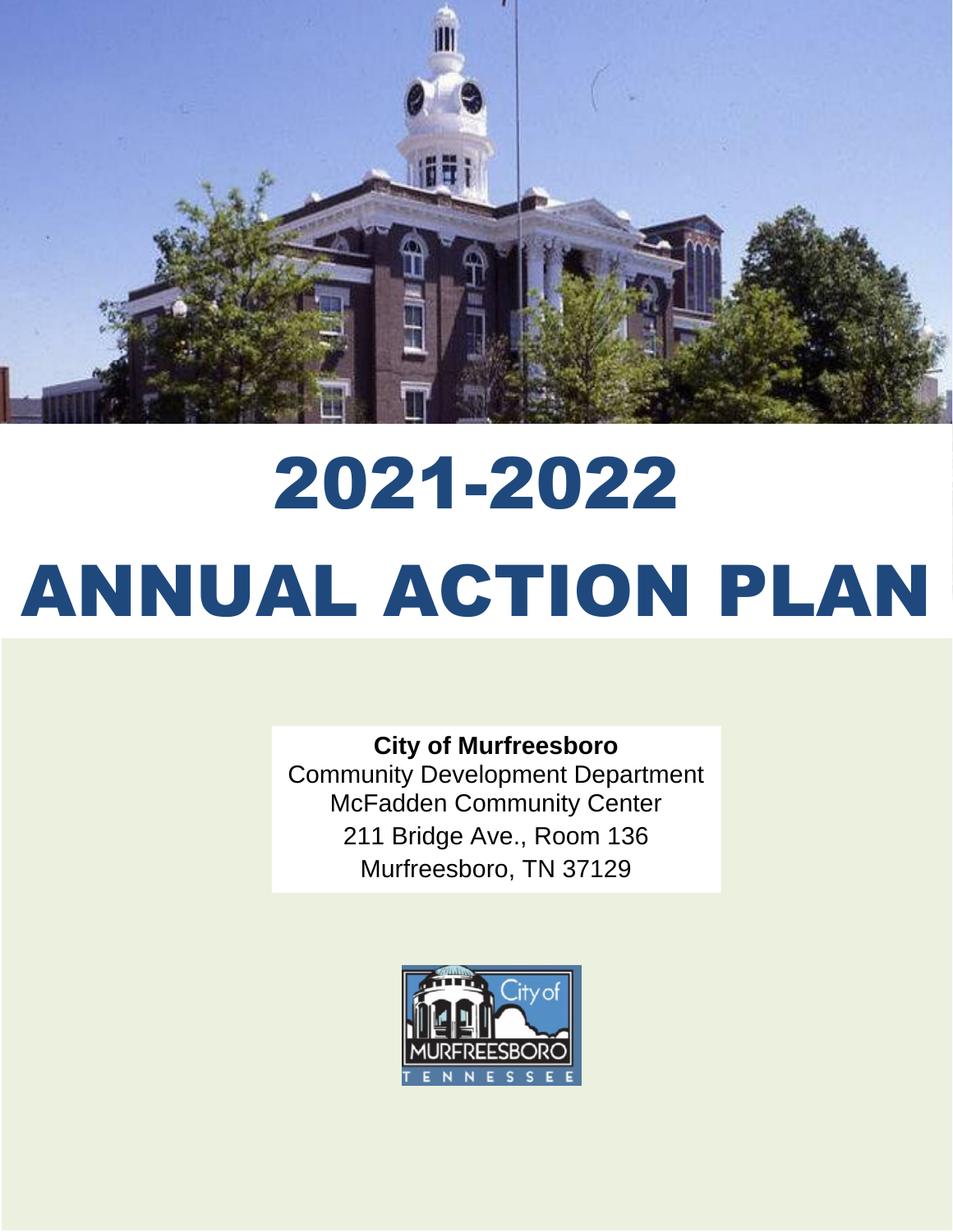# 2021-2022 ANNUAL ACTION PLAN

**City of Murfreesboro**
Community Development Department
McFadden Community Center
211 Bridge Ave., Room 136
Murfreesboro, TN 37129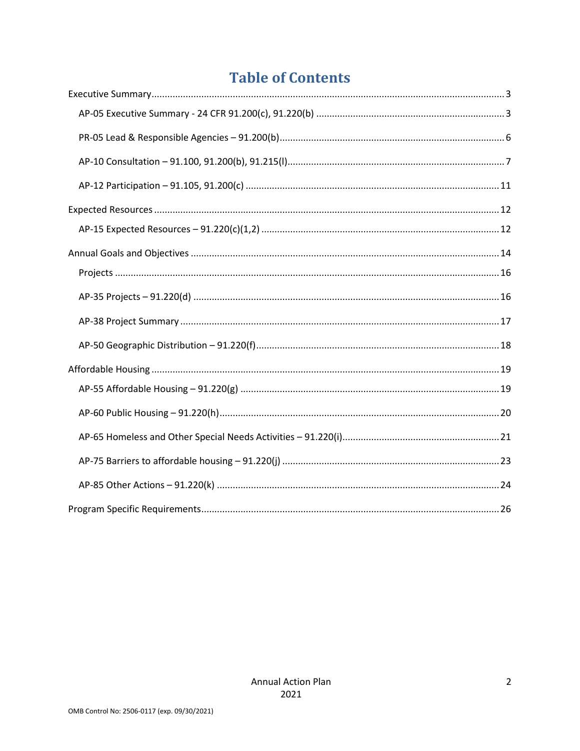# Table of Contents

Executive Summary ... 3

- AP-05 Executive Summary - 24 CFR 91.200(c), 91.220(b) ... 3
- PR-05 Lead & Responsible Agencies – 91.200(b) ... 6
- AP-10 Consultation – 91.100, 91.200(b), 91.215(l) ... 7
- AP-12 Participation – 91.105, 91.200(c) ... 11

Expected Resources ... 12

- AP-15 Expected Resources – 91.220(c)(1,2) ... 12

Annual Goals and Objectives ... 14

- Projects ... 16
- AP-35 Projects – 91.220(d) ... 16
- AP-38 Project Summary ... 17
- AP-50 Geographic Distribution – 91.220(f) ... 18

Affordable Housing ... 19

- AP-55 Affordable Housing – 91.220(g) ... 19
- AP-60 Public Housing – 91.220(h) ... 20
- AP-65 Homeless and Other Special Needs Activities – 91.220(i) ... 21
- AP-75 Barriers to affordable housing – 91.220(j) ... 23
- AP-85 Other Actions – 91.220(k) ... 24

Program Specific Requirements ... 26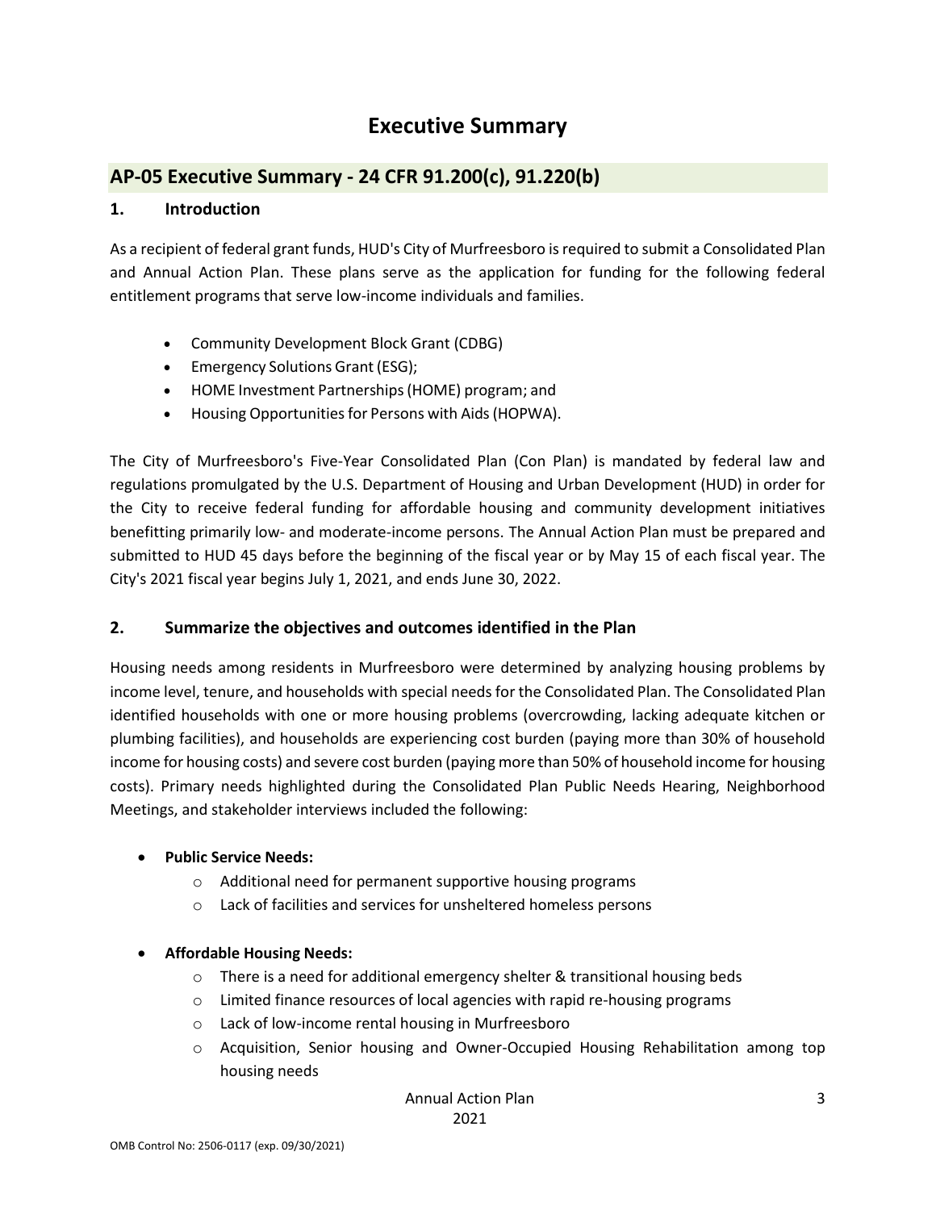# Executive Summary

## AP-05 Executive Summary - 24 CFR 91.200(c), 91.220(b)

### 1. Introduction

As a recipient of federal grant funds, HUD's City of Murfreesboro is required to submit a Consolidated Plan and Annual Action Plan. These plans serve as the application for funding for the following federal entitlement programs that serve low-income individuals and families.

- Community Development Block Grant (CDBG)
- Emergency Solutions Grant (ESG);
- HOME Investment Partnerships (HOME) program; and
- Housing Opportunities for Persons with Aids (HOPWA).

The City of Murfreesboro's Five-Year Consolidated Plan (Con Plan) is mandated by federal law and regulations promulgated by the U.S. Department of Housing and Urban Development (HUD) in order for the City to receive federal funding for affordable housing and community development initiatives benefitting primarily low- and moderate-income persons. The Annual Action Plan must be prepared and submitted to HUD 45 days before the beginning of the fiscal year or by May 15 of each fiscal year. The City's 2021 fiscal year begins July 1, 2021, and ends June 30, 2022.

### 2. Summarize the objectives and outcomes identified in the Plan

Housing needs among residents in Murfreesboro were determined by analyzing housing problems by income level, tenure, and households with special needs for the Consolidated Plan. The Consolidated Plan identified households with one or more housing problems (overcrowding, lacking adequate kitchen or plumbing facilities), and households are experiencing cost burden (paying more than 30% of household income for housing costs) and severe cost burden (paying more than 50% of household income for housing costs). Primary needs highlighted during the Consolidated Plan Public Needs Hearing, Neighborhood Meetings, and stakeholder interviews included the following:

- **Public Service Needs:**
  - Additional need for permanent supportive housing programs
  - Lack of facilities and services for unsheltered homeless persons
- **Affordable Housing Needs:**
  - There is a need for additional emergency shelter & transitional housing beds
  - Limited finance resources of local agencies with rapid re-housing programs
  - Lack of low-income rental housing in Murfreesboro
  - Acquisition, Senior housing and Owner-Occupied Housing Rehabilitation among top housing needs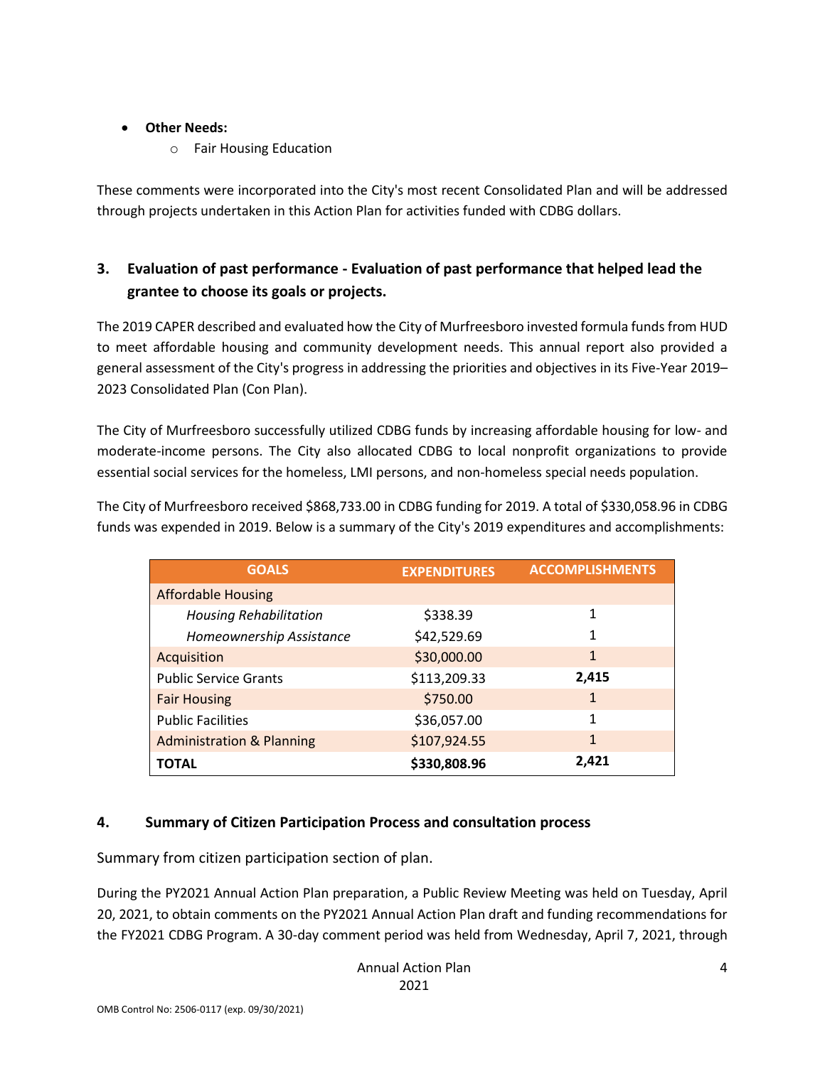- **Other Needs:**
    - Fair Housing Education

These comments were incorporated into the City's most recent Consolidated Plan and will be addressed through projects undertaken in this Action Plan for activities funded with CDBG dollars.

## 3. Evaluation of past performance - Evaluation of past performance that helped lead the grantee to choose its goals or projects.

The 2019 CAPER described and evaluated how the City of Murfreesboro invested formula funds from HUD to meet affordable housing and community development needs. This annual report also provided a general assessment of the City's progress in addressing the priorities and objectives in its Five-Year 2019–2023 Consolidated Plan (Con Plan).

The City of Murfreesboro successfully utilized CDBG funds by increasing affordable housing for low- and moderate-income persons. The City also allocated CDBG to local nonprofit organizations to provide essential social services for the homeless, LMI persons, and non-homeless special needs population.

The City of Murfreesboro received $868,733.00 in CDBG funding for 2019. A total of $330,058.96 in CDBG funds was expended in 2019. Below is a summary of the City's 2019 expenditures and accomplishments:

| GOALS | EXPENDITURES | ACCOMPLISHMENTS |
|---|---|---|
| Affordable Housing | | |
| *Housing Rehabilitation* | $338.39 | 1 |
| *Homeownership Assistance* | $42,529.69 | 1 |
| Acquisition | $30,000.00 | 1 |
| Public Service Grants | $113,209.33 | **2,415** |
| Fair Housing | $750.00 | 1 |
| Public Facilities | $36,057.00 | 1 |
| Administration & Planning | $107,924.55 | 1 |
| **TOTAL** | **$330,808.96** | **2,421** |

## 4. Summary of Citizen Participation Process and consultation process

Summary from citizen participation section of plan.

During the PY2021 Annual Action Plan preparation, a Public Review Meeting was held on Tuesday, April 20, 2021, to obtain comments on the PY2021 Annual Action Plan draft and funding recommendations for the FY2021 CDBG Program. A 30-day comment period was held from Wednesday, April 7, 2021, through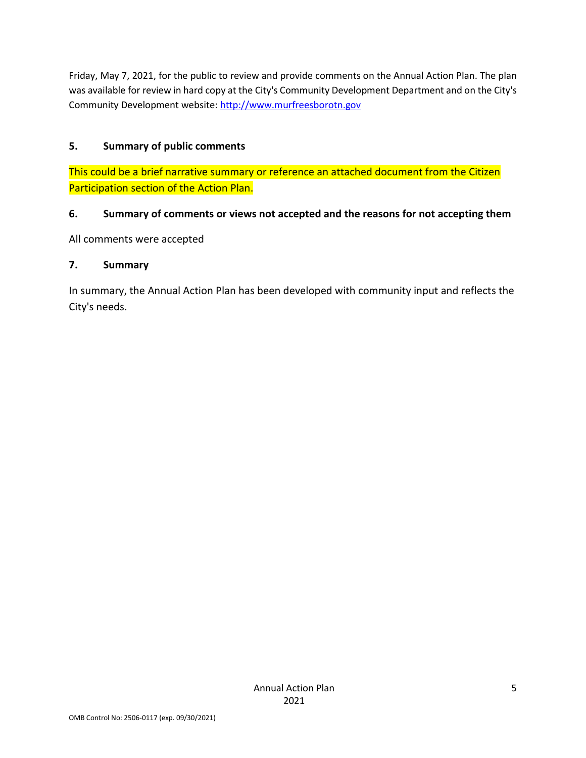Friday, May 7, 2021, for the public to review and provide comments on the Annual Action Plan. The plan was available for review in hard copy at the City's Community Development Department and on the City's Community Development website: http://www.murfreesborotn.gov

**5. Summary of public comments**

This could be a brief narrative summary or reference an attached document from the Citizen Participation section of the Action Plan.

**6. Summary of comments or views not accepted and the reasons for not accepting them**

All comments were accepted

**7. Summary**

In summary, the Annual Action Plan has been developed with community input and reflects the City's needs.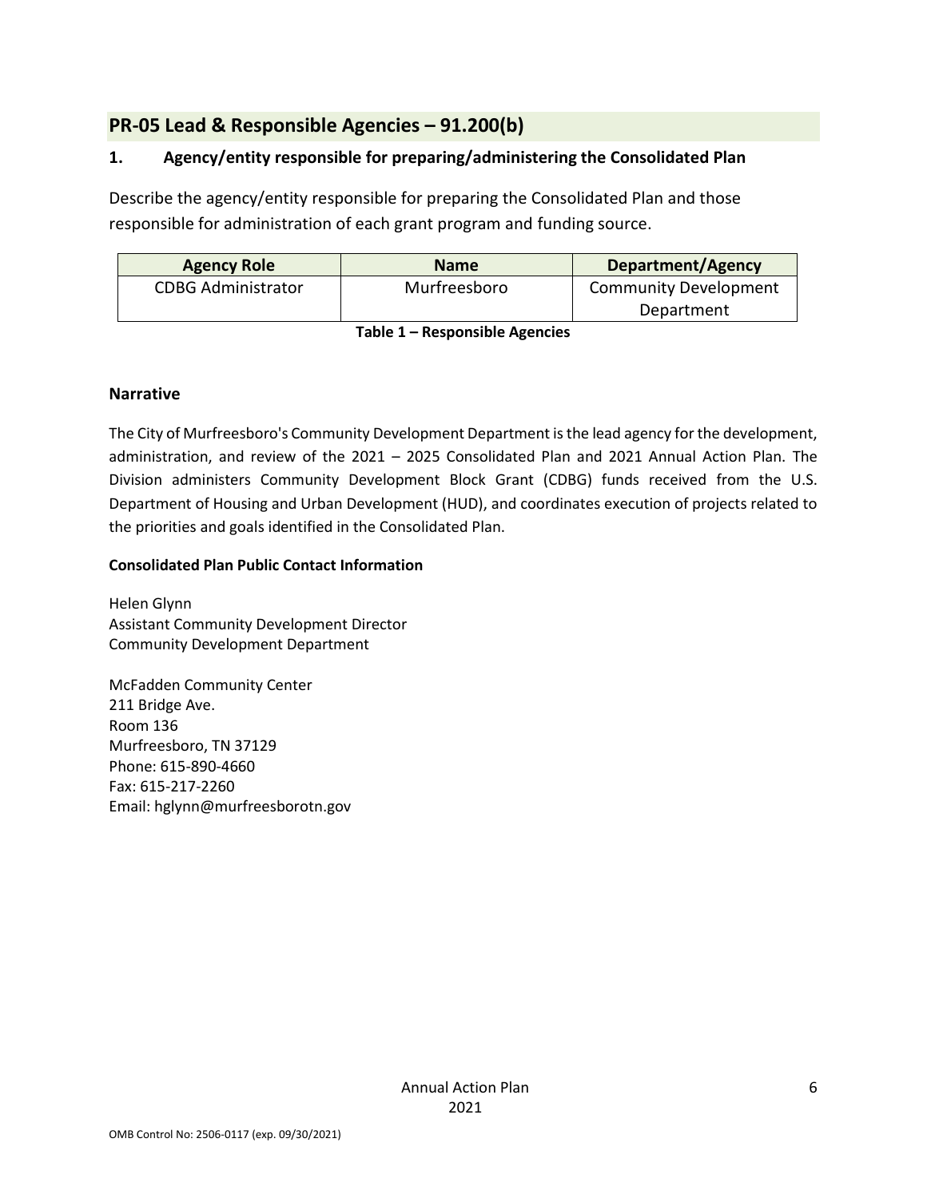## PR-05 Lead & Responsible Agencies – 91.200(b)

### 1. Agency/entity responsible for preparing/administering the Consolidated Plan

Describe the agency/entity responsible for preparing the Consolidated Plan and those responsible for administration of each grant program and funding source.

| Agency Role | Name | Department/Agency |
|---|---|---|
| CDBG Administrator | Murfreesboro | Community Development Department |

**Table 1 – Responsible Agencies**

### Narrative

The City of Murfreesboro's Community Development Department is the lead agency for the development, administration, and review of the 2021 – 2025 Consolidated Plan and 2021 Annual Action Plan. The Division administers Community Development Block Grant (CDBG) funds received from the U.S. Department of Housing and Urban Development (HUD), and coordinates execution of projects related to the priorities and goals identified in the Consolidated Plan.

**Consolidated Plan Public Contact Information**

Helen Glynn
Assistant Community Development Director
Community Development Department

McFadden Community Center
211 Bridge Ave.
Room 136
Murfreesboro, TN 37129
Phone: 615-890-4660
Fax: 615-217-2260
Email: hglynn@murfreesborotn.gov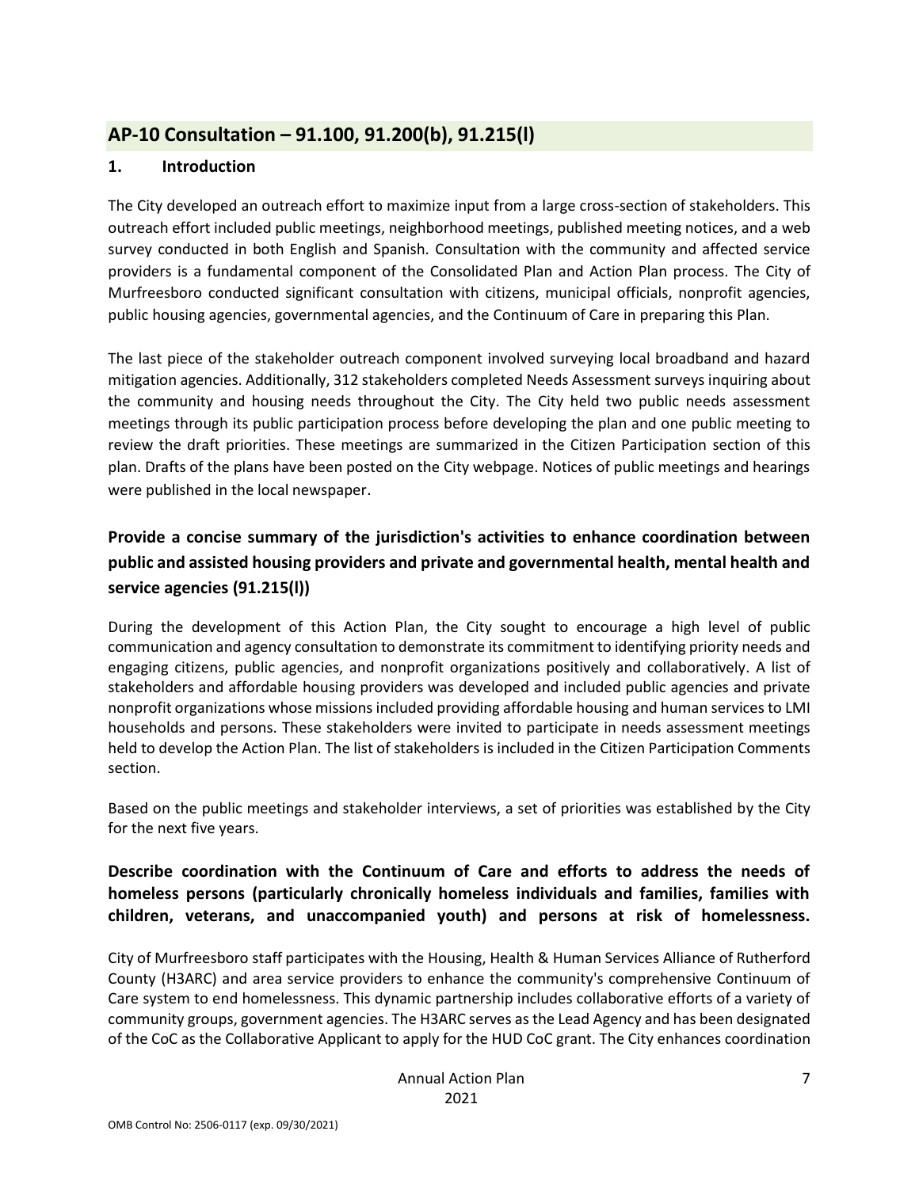## AP-10 Consultation – 91.100, 91.200(b), 91.215(l)

### 1. Introduction

The City developed an outreach effort to maximize input from a large cross-section of stakeholders. This outreach effort included public meetings, neighborhood meetings, published meeting notices, and a web survey conducted in both English and Spanish. Consultation with the community and affected service providers is a fundamental component of the Consolidated Plan and Action Plan process. The City of Murfreesboro conducted significant consultation with citizens, municipal officials, nonprofit agencies, public housing agencies, governmental agencies, and the Continuum of Care in preparing this Plan.

The last piece of the stakeholder outreach component involved surveying local broadband and hazard mitigation agencies. Additionally, 312 stakeholders completed Needs Assessment surveys inquiring about the community and housing needs throughout the City. The City held two public needs assessment meetings through its public participation process before developing the plan and one public meeting to review the draft priorities. These meetings are summarized in the Citizen Participation section of this plan. Drafts of the plans have been posted on the City webpage. Notices of public meetings and hearings were published in the local newspaper.

### Provide a concise summary of the jurisdiction's activities to enhance coordination between public and assisted housing providers and private and governmental health, mental health and service agencies (91.215(l))

During the development of this Action Plan, the City sought to encourage a high level of public communication and agency consultation to demonstrate its commitment to identifying priority needs and engaging citizens, public agencies, and nonprofit organizations positively and collaboratively. A list of stakeholders and affordable housing providers was developed and included public agencies and private nonprofit organizations whose missions included providing affordable housing and human services to LMI households and persons. These stakeholders were invited to participate in needs assessment meetings held to develop the Action Plan. The list of stakeholders is included in the Citizen Participation Comments section.

Based on the public meetings and stakeholder interviews, a set of priorities was established by the City for the next five years.

### Describe coordination with the Continuum of Care and efforts to address the needs of homeless persons (particularly chronically homeless individuals and families, families with children, veterans, and unaccompanied youth) and persons at risk of homelessness.

City of Murfreesboro staff participates with the Housing, Health & Human Services Alliance of Rutherford County (H3ARC) and area service providers to enhance the community's comprehensive Continuum of Care system to end homelessness. This dynamic partnership includes collaborative efforts of a variety of community groups, government agencies. The H3ARC serves as the Lead Agency and has been designated of the CoC as the Collaborative Applicant to apply for the HUD CoC grant. The City enhances coordination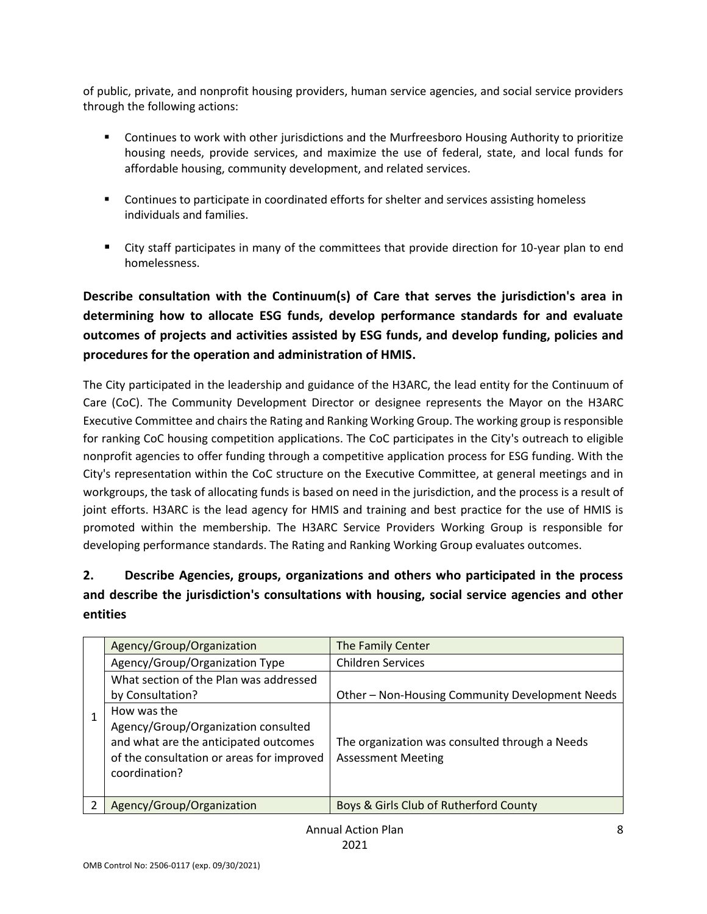of public, private, and nonprofit housing providers, human service agencies, and social service providers through the following actions:

- Continues to work with other jurisdictions and the Murfreesboro Housing Authority to prioritize housing needs, provide services, and maximize the use of federal, state, and local funds for affordable housing, community development, and related services.
- Continues to participate in coordinated efforts for shelter and services assisting homeless individuals and families.
- City staff participates in many of the committees that provide direction for 10-year plan to end homelessness.

**Describe consultation with the Continuum(s) of Care that serves the jurisdiction's area in determining how to allocate ESG funds, develop performance standards for and evaluate outcomes of projects and activities assisted by ESG funds, and develop funding, policies and procedures for the operation and administration of HMIS.**

The City participated in the leadership and guidance of the H3ARC, the lead entity for the Continuum of Care (CoC). The Community Development Director or designee represents the Mayor on the H3ARC Executive Committee and chairs the Rating and Ranking Working Group. The working group is responsible for ranking CoC housing competition applications. The CoC participates in the City's outreach to eligible nonprofit agencies to offer funding through a competitive application process for ESG funding. With the City's representation within the CoC structure on the Executive Committee, at general meetings and in workgroups, the task of allocating funds is based on need in the jurisdiction, and the process is a result of joint efforts. H3ARC is the lead agency for HMIS and training and best practice for the use of HMIS is promoted within the membership. The H3ARC Service Providers Working Group is responsible for developing performance standards. The Rating and Ranking Working Group evaluates outcomes.

## 2. Describe Agencies, groups, organizations and others who participated in the process and describe the jurisdiction's consultations with housing, social service agencies and other entities

| | | |
|---|---|---|
| 1 | Agency/Group/Organization | The Family Center |
| | Agency/Group/Organization Type | Children Services |
| | What section of the Plan was addressed by Consultation? | Other – Non-Housing Community Development Needs |
| | How was the Agency/Group/Organization consulted and what are the anticipated outcomes of the consultation or areas for improved coordination? | The organization was consulted through a Needs Assessment Meeting |
| 2 | Agency/Group/Organization | Boys & Girls Club of Rutherford County |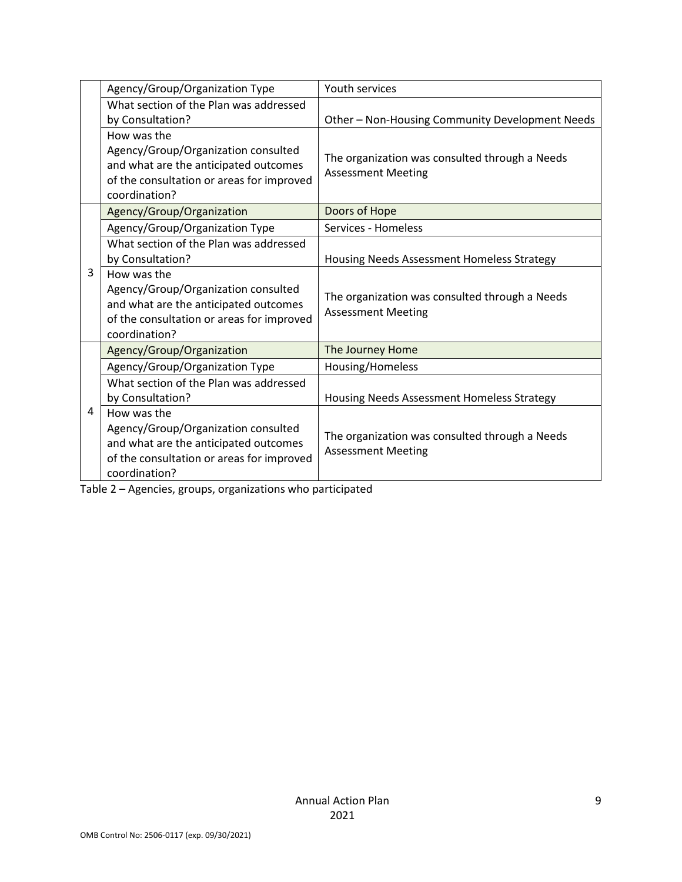| | | |
|---|---|---|
| | Agency/Group/Organization Type | Youth services |
| | What section of the Plan was addressed by Consultation? | Other – Non-Housing Community Development Needs |
| | How was the Agency/Group/Organization consulted and what are the anticipated outcomes of the consultation or areas for improved coordination? | The organization was consulted through a Needs Assessment Meeting |
| 3 | Agency/Group/Organization | Doors of Hope |
| | Agency/Group/Organization Type | Services - Homeless |
| | What section of the Plan was addressed by Consultation? | Housing Needs Assessment Homeless Strategy |
| | How was the Agency/Group/Organization consulted and what are the anticipated outcomes of the consultation or areas for improved coordination? | The organization was consulted through a Needs Assessment Meeting |
| 4 | Agency/Group/Organization | The Journey Home |
| | Agency/Group/Organization Type | Housing/Homeless |
| | What section of the Plan was addressed by Consultation? | Housing Needs Assessment Homeless Strategy |
| | How was the Agency/Group/Organization consulted and what are the anticipated outcomes of the consultation or areas for improved coordination? | The organization was consulted through a Needs Assessment Meeting |

Table 2 – Agencies, groups, organizations who participated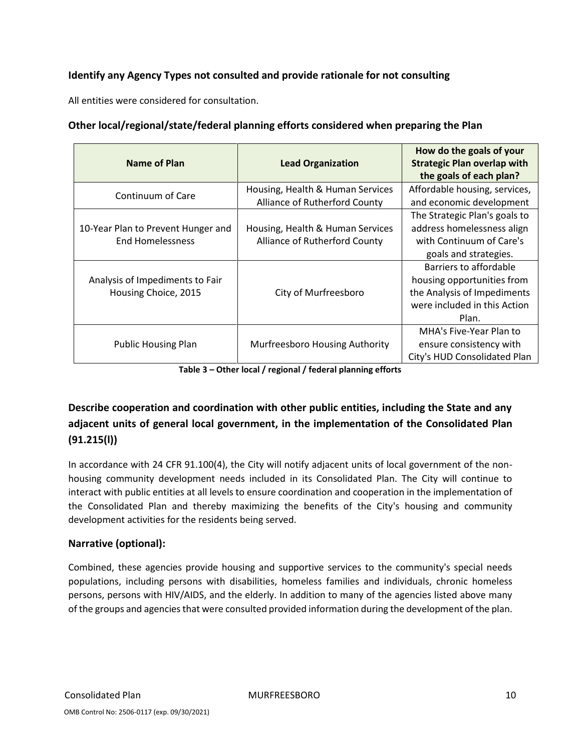### Identify any Agency Types not consulted and provide rationale for not consulting

All entities were considered for consultation.

### Other local/regional/state/federal planning efforts considered when preparing the Plan

| Name of Plan | Lead Organization | How do the goals of your Strategic Plan overlap with the goals of each plan? |
|---|---|---|
| Continuum of Care | Housing, Health & Human Services Alliance of Rutherford County | Affordable housing, services, and economic development |
| 10-Year Plan to Prevent Hunger and End Homelessness | Housing, Health & Human Services Alliance of Rutherford County | The Strategic Plan's goals to address homelessness align with Continuum of Care's goals and strategies. |
| Analysis of Impediments to Fair Housing Choice, 2015 | City of Murfreesboro | Barriers to affordable housing opportunities from the Analysis of Impediments were included in this Action Plan. |
| Public Housing Plan | Murfreesboro Housing Authority | MHA's Five-Year Plan to ensure consistency with City's HUD Consolidated Plan |

**Table 3 – Other local / regional / federal planning efforts**

## Describe cooperation and coordination with other public entities, including the State and any adjacent units of general local government, in the implementation of the Consolidated Plan (91.215(l))

In accordance with 24 CFR 91.100(4), the City will notify adjacent units of local government of the non-housing community development needs included in its Consolidated Plan. The City will continue to interact with public entities at all levels to ensure coordination and cooperation in the implementation of the Consolidated Plan and thereby maximizing the benefits of the City's housing and community development activities for the residents being served.

### Narrative (optional):

Combined, these agencies provide housing and supportive services to the community's special needs populations, including persons with disabilities, homeless families and individuals, chronic homeless persons, persons with HIV/AIDS, and the elderly. In addition to many of the agencies listed above many of the groups and agencies that were consulted provided information during the development of the plan.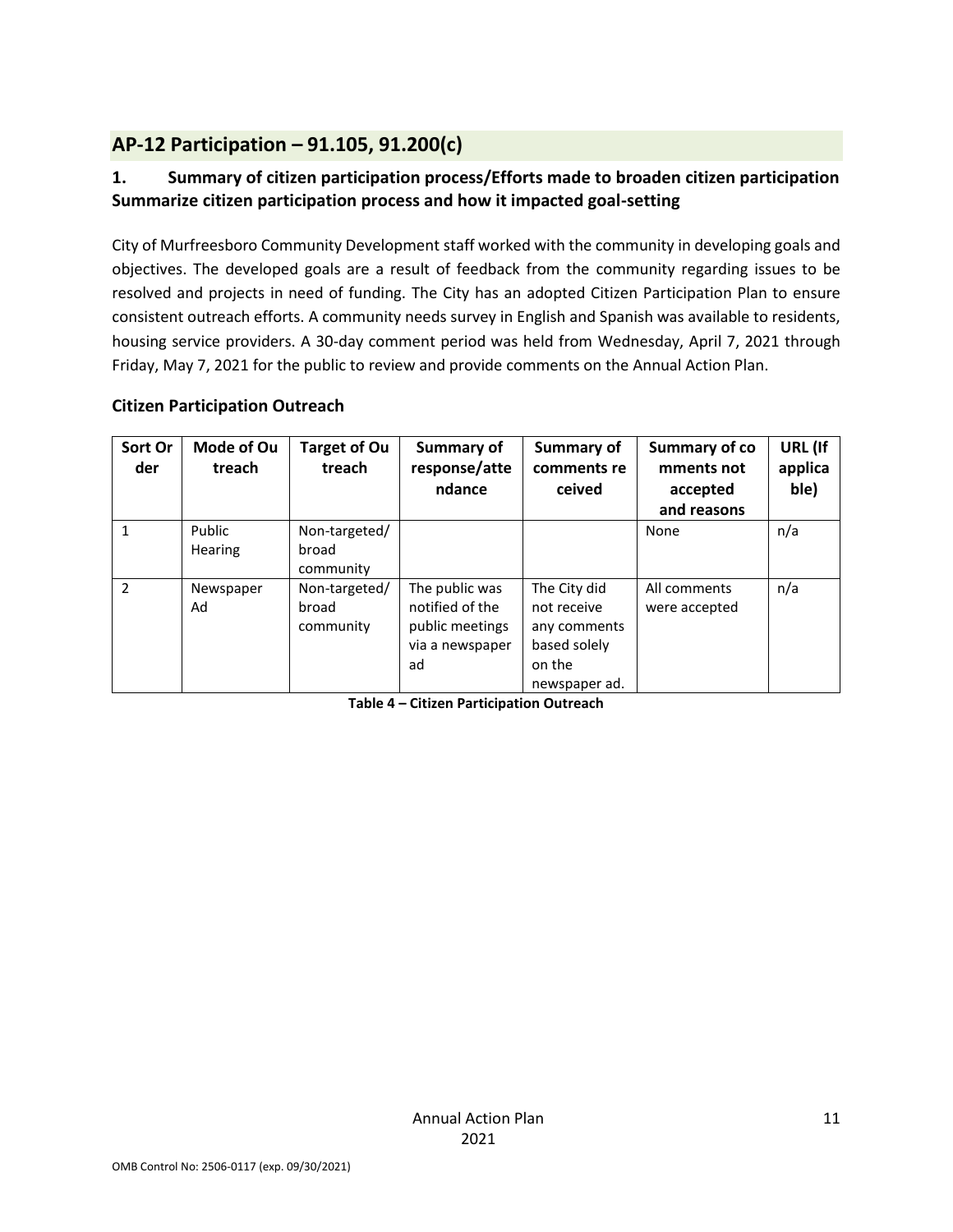## AP-12 Participation – 91.105, 91.200(c)

### 1. Summary of citizen participation process/Efforts made to broaden citizen participation Summarize citizen participation process and how it impacted goal-setting

City of Murfreesboro Community Development staff worked with the community in developing goals and objectives. The developed goals are a result of feedback from the community regarding issues to be resolved and projects in need of funding. The City has an adopted Citizen Participation Plan to ensure consistent outreach efforts. A community needs survey in English and Spanish was available to residents, housing service providers. A 30-day comment period was held from Wednesday, April 7, 2021 through Friday, May 7, 2021 for the public to review and provide comments on the Annual Action Plan.

### Citizen Participation Outreach

| Sort Order | Mode of Outreach | Target of Outreach | Summary of response/attendance | Summary of comments received | Summary of comments not accepted and reasons | URL (If applicable) |
|---|---|---|---|---|---|---|
| 1 | Public Hearing | Non-targeted/ broad community | | | None | n/a |
| 2 | Newspaper Ad | Non-targeted/ broad community | The public was notified of the public meetings via a newspaper ad | The City did not receive any comments based solely on the newspaper ad. | All comments were accepted | n/a |

**Table 4 – Citizen Participation Outreach**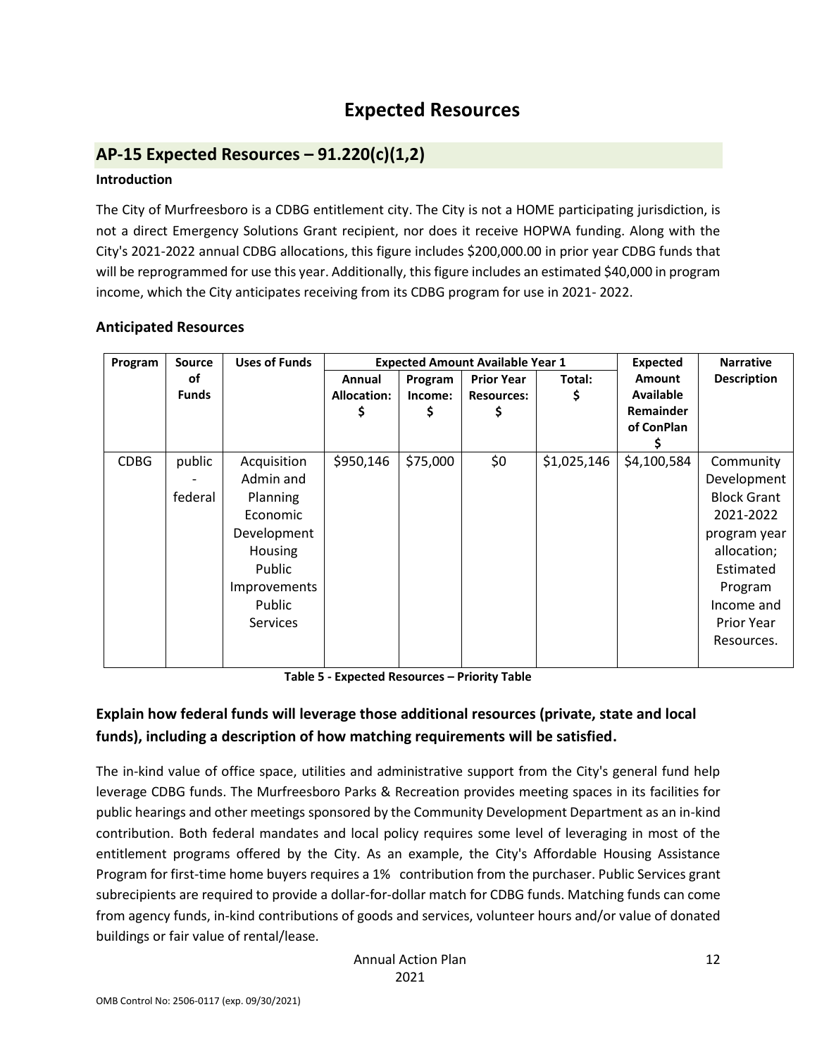# Expected Resources

## AP-15 Expected Resources – 91.220(c)(1,2)

**Introduction**

The City of Murfreesboro is a CDBG entitlement city. The City is not a HOME participating jurisdiction, is not a direct Emergency Solutions Grant recipient, nor does it receive HOPWA funding. Along with the City's 2021-2022 annual CDBG allocations, this figure includes $200,000.00 in prior year CDBG funds that will be reprogrammed for use this year. Additionally, this figure includes an estimated $40,000 in program income, which the City anticipates receiving from its CDBG program for use in 2021- 2022.

### Anticipated Resources

| Program | Source of Funds | Uses of Funds | Expected Amount Available Year 1 | | | | Expected Amount Available Remainder of ConPlan $ | Narrative Description |
|---|---|---|---|---|---|---|---|---|
| | | | Annual Allocation: $ | Program Income: $ | Prior Year Resources: $ | Total: $ | | |
| CDBG | public - federal | Acquisition<br>Admin and Planning<br>Economic Development<br>Housing<br>Public Improvements<br>Public Services | $950,146 | $75,000 | $0 | $1,025,146 | $4,100,584 | Community Development Block Grant 2021-2022 program year allocation; Estimated Program Income and Prior Year Resources. |

**Table 5 - Expected Resources – Priority Table**

### Explain how federal funds will leverage those additional resources (private, state and local funds), including a description of how matching requirements will be satisfied.

The in-kind value of office space, utilities and administrative support from the City's general fund help leverage CDBG funds. The Murfreesboro Parks & Recreation provides meeting spaces in its facilities for public hearings and other meetings sponsored by the Community Development Department as an in-kind contribution. Both federal mandates and local policy requires some level of leveraging in most of the entitlement programs offered by the City. As an example, the City's Affordable Housing Assistance Program for first-time home buyers requires a 1% contribution from the purchaser. Public Services grant subrecipients are required to provide a dollar-for-dollar match for CDBG funds. Matching funds can come from agency funds, in-kind contributions of goods and services, volunteer hours and/or value of donated buildings or fair value of rental/lease.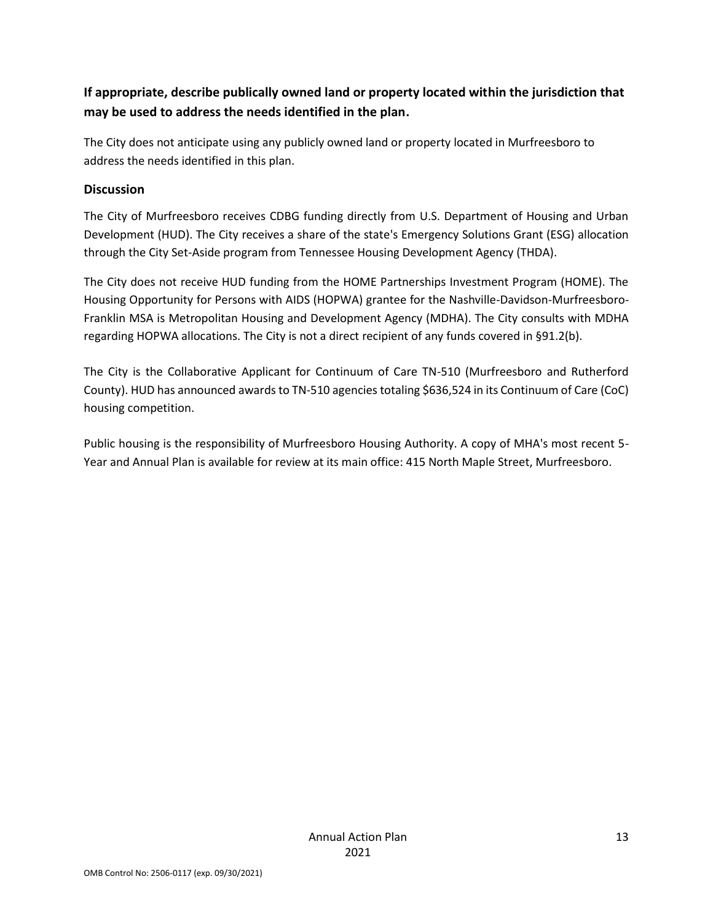**If appropriate, describe publically owned land or property located within the jurisdiction that may be used to address the needs identified in the plan.**

The City does not anticipate using any publicly owned land or property located in Murfreesboro to address the needs identified in this plan.

### Discussion

The City of Murfreesboro receives CDBG funding directly from U.S. Department of Housing and Urban Development (HUD). The City receives a share of the state's Emergency Solutions Grant (ESG) allocation through the City Set-Aside program from Tennessee Housing Development Agency (THDA).

The City does not receive HUD funding from the HOME Partnerships Investment Program (HOME). The Housing Opportunity for Persons with AIDS (HOPWA) grantee for the Nashville-Davidson-Murfreesboro-Franklin MSA is Metropolitan Housing and Development Agency (MDHA). The City consults with MDHA regarding HOPWA allocations. The City is not a direct recipient of any funds covered in §91.2(b).

The City is the Collaborative Applicant for Continuum of Care TN-510 (Murfreesboro and Rutherford County). HUD has announced awards to TN-510 agencies totaling $636,524 in its Continuum of Care (CoC) housing competition.

Public housing is the responsibility of Murfreesboro Housing Authority. A copy of MHA's most recent 5-Year and Annual Plan is available for review at its main office: 415 North Maple Street, Murfreesboro.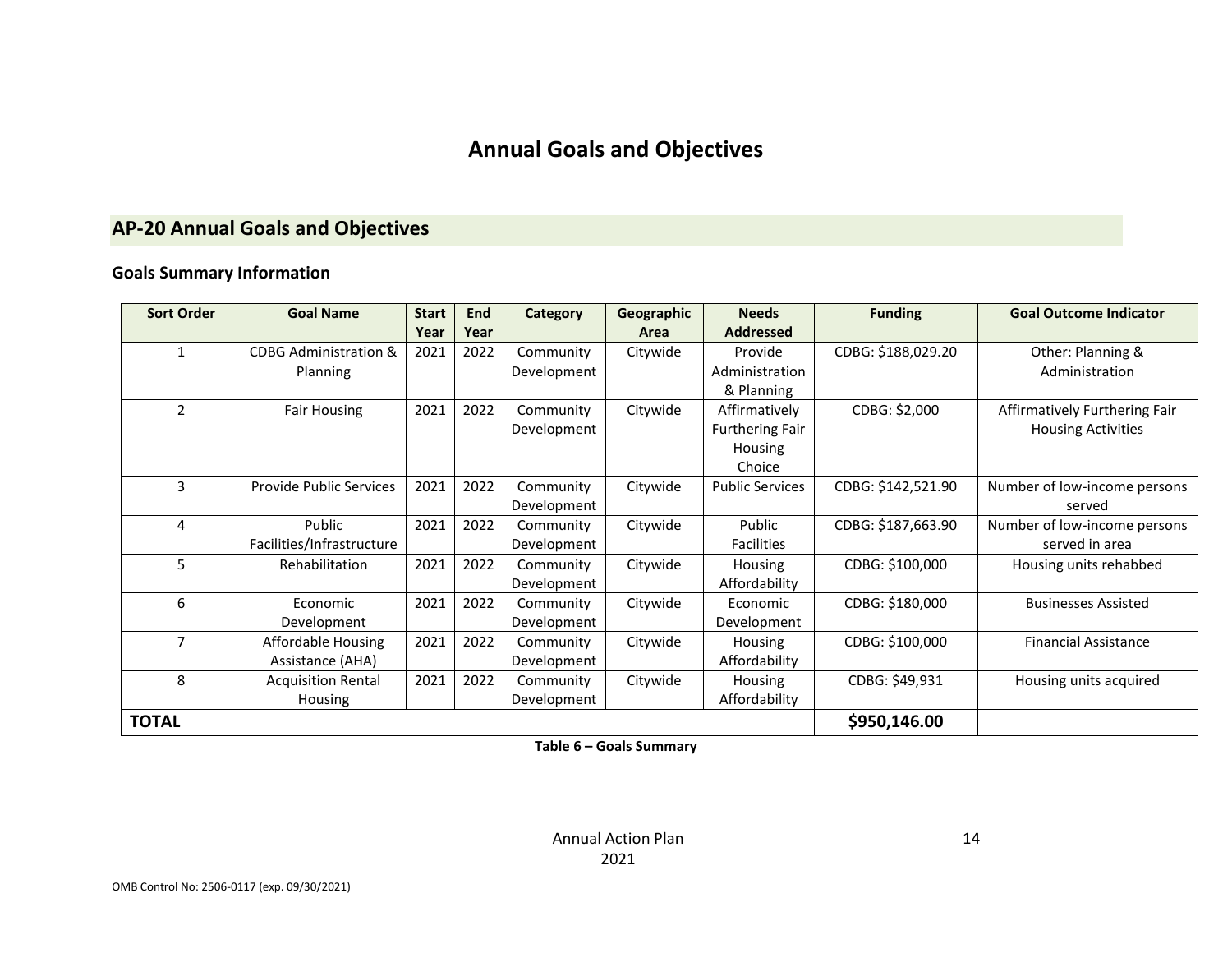# Annual Goals and Objectives

## AP-20 Annual Goals and Objectives

### Goals Summary Information

| Sort Order | Goal Name | Start Year | End Year | Category | Geographic Area | Needs Addressed | Funding | Goal Outcome Indicator |
|---|---|---|---|---|---|---|---|---|
| 1 | CDBG Administration & Planning | 2021 | 2022 | Community Development | Citywide | Provide Administration & Planning | CDBG: $188,029.20 | Other: Planning & Administration |
| 2 | Fair Housing | 2021 | 2022 | Community Development | Citywide | Affirmatively Furthering Fair Housing Choice | CDBG: $2,000 | Affirmatively Furthering Fair Housing Activities |
| 3 | Provide Public Services | 2021 | 2022 | Community Development | Citywide | Public Services | CDBG: $142,521.90 | Number of low-income persons served |
| 4 | Public Facilities/Infrastructure | 2021 | 2022 | Community Development | Citywide | Public Facilities | CDBG: $187,663.90 | Number of low-income persons served in area |
| 5 | Rehabilitation | 2021 | 2022 | Community Development | Citywide | Housing Affordability | CDBG: $100,000 | Housing units rehabbed |
| 6 | Economic Development | 2021 | 2022 | Community Development | Citywide | Economic Development | CDBG: $180,000 | Businesses Assisted |
| 7 | Affordable Housing Assistance (AHA) | 2021 | 2022 | Community Development | Citywide | Housing Affordability | CDBG: $100,000 | Financial Assistance |
| 8 | Acquisition Rental Housing | 2021 | 2022 | Community Development | Citywide | Housing Affordability | CDBG: $49,931 | Housing units acquired |
| **TOTAL** | | | | | | | **$950,146.00** | |

**Table 6 – Goals Summary**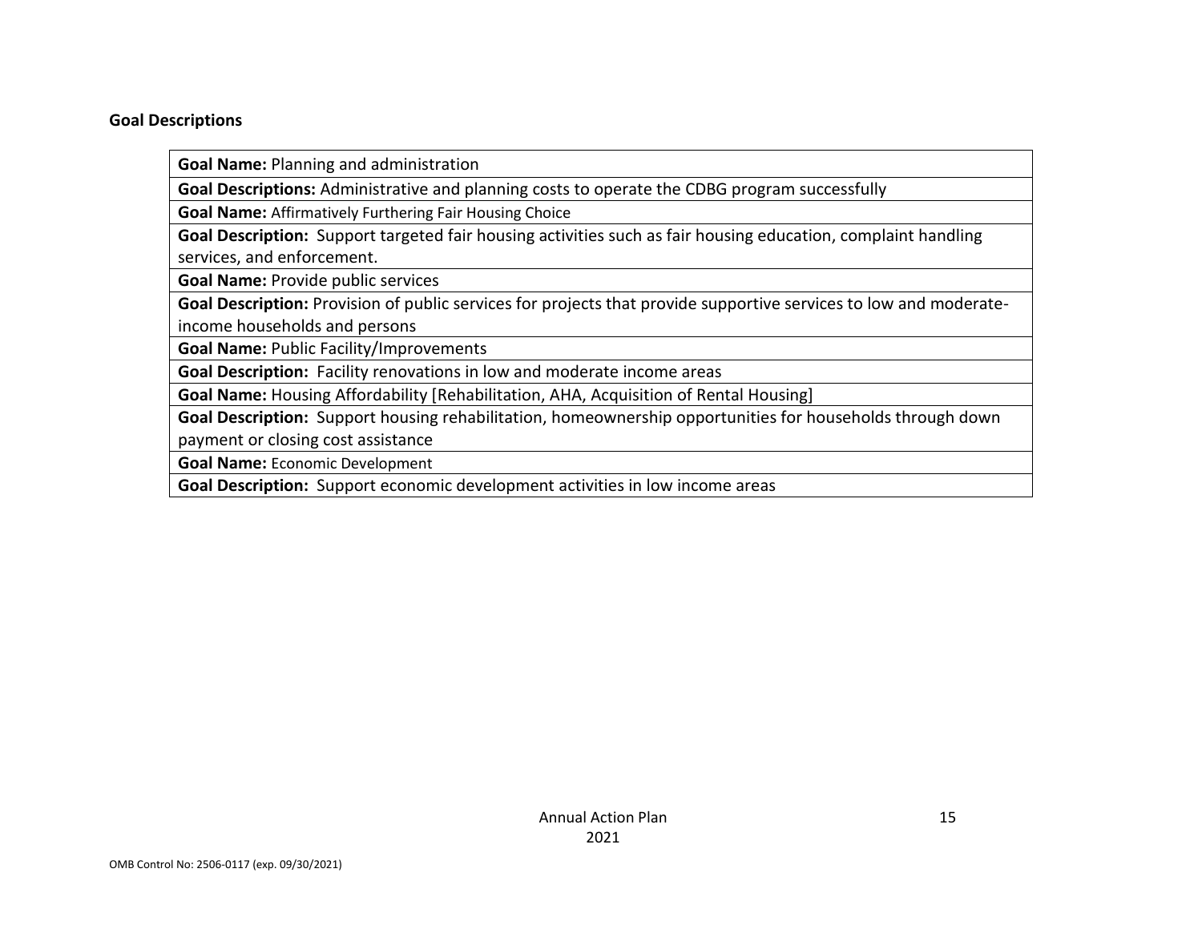## Goal Descriptions

**Goal Name:** Planning and administration

**Goal Descriptions:** Administrative and planning costs to operate the CDBG program successfully

**Goal Name:** Affirmatively Furthering Fair Housing Choice

**Goal Description:** Support targeted fair housing activities such as fair housing education, complaint handling services, and enforcement.

**Goal Name:** Provide public services

**Goal Description:** Provision of public services for projects that provide supportive services to low and moderate-income households and persons

**Goal Name:** Public Facility/Improvements

**Goal Description:** Facility renovations in low and moderate income areas

**Goal Name:** Housing Affordability [Rehabilitation, AHA, Acquisition of Rental Housing]

**Goal Description:** Support housing rehabilitation, homeownership opportunities for households through down payment or closing cost assistance

**Goal Name:** Economic Development

**Goal Description:** Support economic development activities in low income areas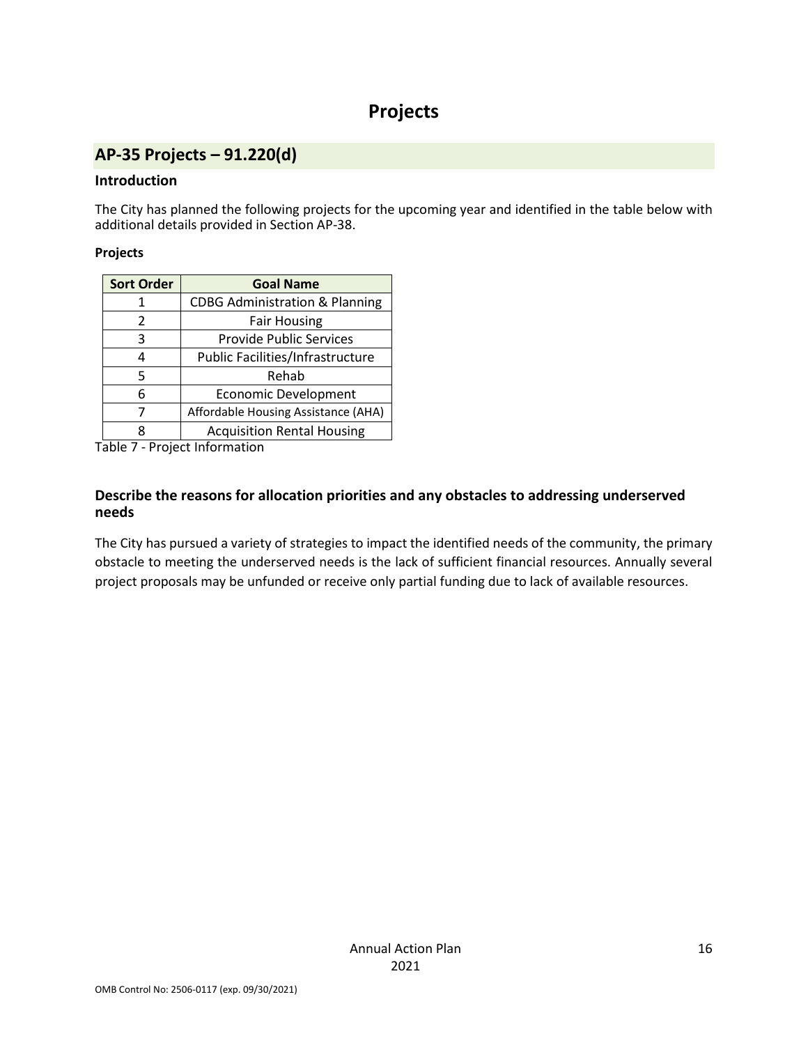# Projects

## AP-35 Projects – 91.220(d)

### Introduction

The City has planned the following projects for the upcoming year and identified in the table below with additional details provided in Section AP-38.

**Projects**

| Sort Order | Goal Name |
|---|---|
| 1 | CDBG Administration & Planning |
| 2 | Fair Housing |
| 3 | Provide Public Services |
| 4 | Public Facilities/Infrastructure |
| 5 | Rehab |
| 6 | Economic Development |
| 7 | Affordable Housing Assistance (AHA) |
| 8 | Acquisition Rental Housing |

Table 7 - Project Information

### Describe the reasons for allocation priorities and any obstacles to addressing underserved needs

The City has pursued a variety of strategies to impact the identified needs of the community, the primary obstacle to meeting the underserved needs is the lack of sufficient financial resources. Annually several project proposals may be unfunded or receive only partial funding due to lack of available resources.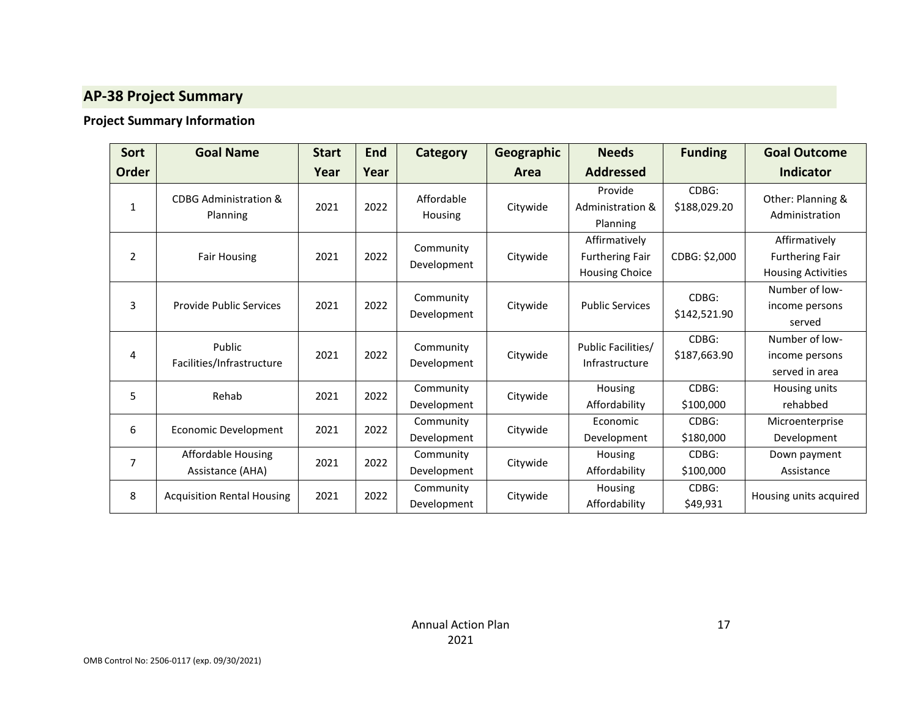## AP-38 Project Summary

### Project Summary Information

| Sort Order | Goal Name | Start Year | End Year | Category | Geographic Area | Needs Addressed | Funding | Goal Outcome Indicator |
|---|---|---|---|---|---|---|---|---|
| 1 | CDBG Administration & Planning | 2021 | 2022 | Affordable Housing | Citywide | Provide Administration & Planning | CDBG: $188,029.20 | Other: Planning & Administration |
| 2 | Fair Housing | 2021 | 2022 | Community Development | Citywide | Affirmatively Furthering Fair Housing Choice | CDBG: $2,000 | Affirmatively Furthering Fair Housing Activities |
| 3 | Provide Public Services | 2021 | 2022 | Community Development | Citywide | Public Services | CDBG: $142,521.90 | Number of low-income persons served |
| 4 | Public Facilities/Infrastructure | 2021 | 2022 | Community Development | Citywide | Public Facilities/ Infrastructure | CDBG: $187,663.90 | Number of low-income persons served in area |
| 5 | Rehab | 2021 | 2022 | Community Development | Citywide | Housing Affordability | CDBG: $100,000 | Housing units rehabbed |
| 6 | Economic Development | 2021 | 2022 | Community Development | Citywide | Economic Development | CDBG: $180,000 | Microenterprise Development |
| 7 | Affordable Housing Assistance (AHA) | 2021 | 2022 | Community Development | Citywide | Housing Affordability | CDBG: $100,000 | Down payment Assistance |
| 8 | Acquisition Rental Housing | 2021 | 2022 | Community Development | Citywide | Housing Affordability | CDBG: $49,931 | Housing units acquired |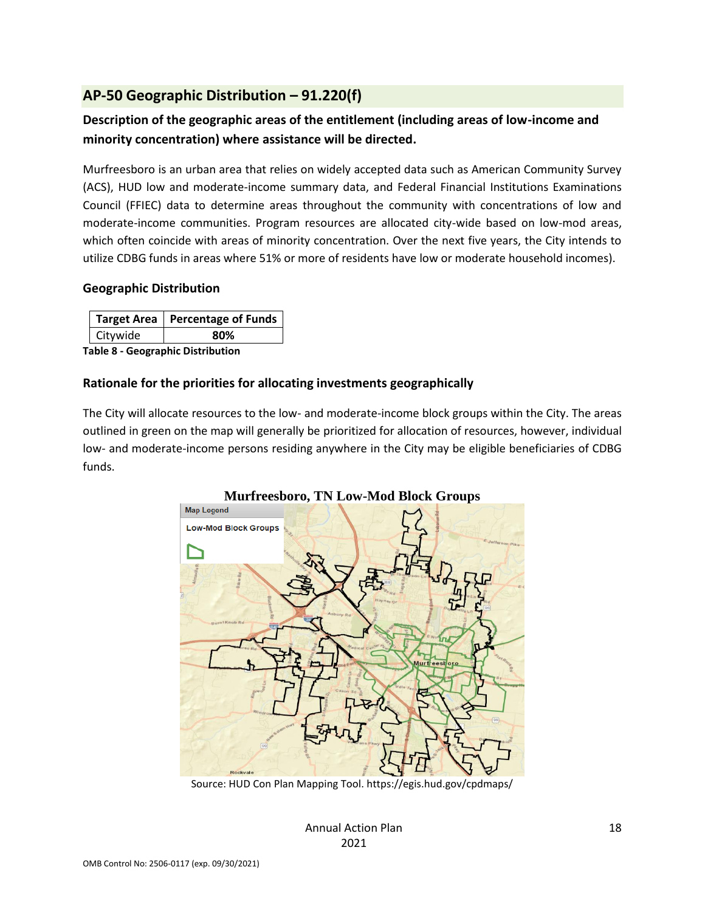## AP-50 Geographic Distribution – 91.220(f)

### Description of the geographic areas of the entitlement (including areas of low-income and minority concentration) where assistance will be directed.

Murfreesboro is an urban area that relies on widely accepted data such as American Community Survey (ACS), HUD low and moderate-income summary data, and Federal Financial Institutions Examinations Council (FFIEC) data to determine areas throughout the community with concentrations of low and moderate-income communities. Program resources are allocated city-wide based on low-mod areas, which often coincide with areas of minority concentration. Over the next five years, the City intends to utilize CDBG funds in areas where 51% or more of residents have low or moderate household incomes).

### Geographic Distribution

| Target Area | Percentage of Funds |
| --- | --- |
| Citywide | **80%** |

**Table 8 - Geographic Distribution**

### Rationale for the priorities for allocating investments geographically

The City will allocate resources to the low- and moderate-income block groups within the City. The areas outlined in green on the map will generally be prioritized for allocation of resources, however, individual low- and moderate-income persons residing anywhere in the City may be eligible beneficiaries of CDBG funds.

**Murfreesboro, TN Low-Mod Block Groups**

Source: HUD Con Plan Mapping Tool. https://egis.hud.gov/cpdmaps/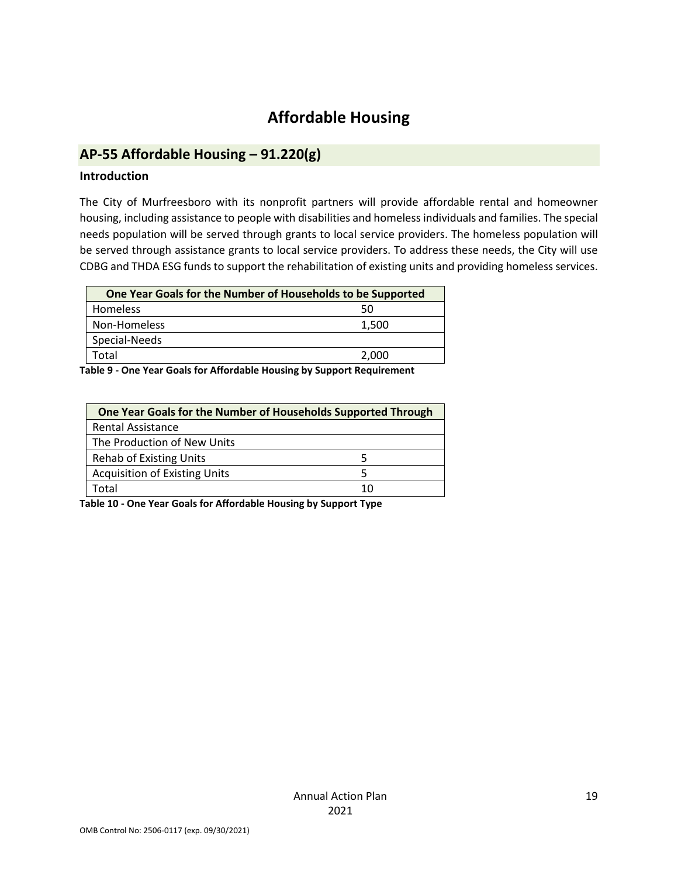# Affordable Housing

## AP-55 Affordable Housing – 91.220(g)

### Introduction

The City of Murfreesboro with its nonprofit partners will provide affordable rental and homeowner housing, including assistance to people with disabilities and homeless individuals and families. The special needs population will be served through grants to local service providers. The homeless population will be served through assistance grants to local service providers. To address these needs, the City will use CDBG and THDA ESG funds to support the rehabilitation of existing units and providing homeless services.

| One Year Goals for the Number of Households to be Supported | |
|---|---|
| Homeless | 50 |
| Non-Homeless | 1,500 |
| Special-Needs | |
| Total | 2,000 |

**Table 9 - One Year Goals for Affordable Housing by Support Requirement**

| One Year Goals for the Number of Households Supported Through | |
|---|---|
| Rental Assistance | |
| The Production of New Units | |
| Rehab of Existing Units | 5 |
| Acquisition of Existing Units | 5 |
| Total | 10 |

**Table 10 - One Year Goals for Affordable Housing by Support Type**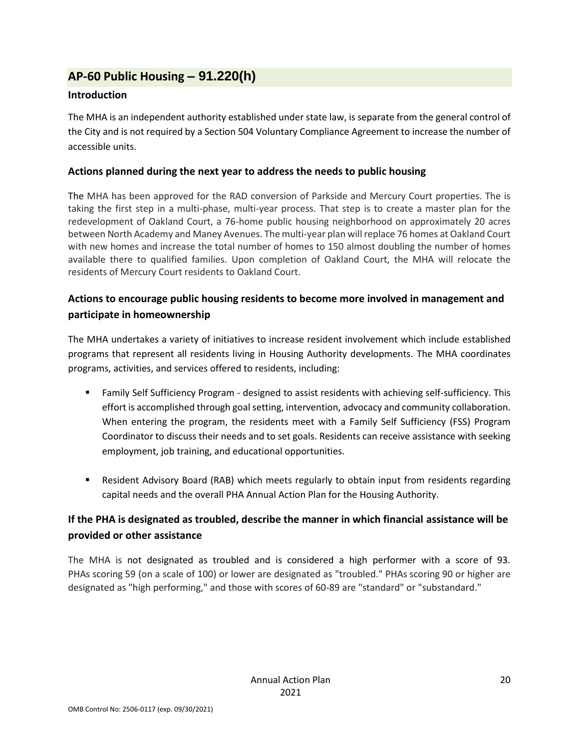## AP-60 Public Housing – 91.220(h)

### Introduction

The MHA is an independent authority established under state law, is separate from the general control of the City and is not required by a Section 504 Voluntary Compliance Agreement to increase the number of accessible units.

### Actions planned during the next year to address the needs to public housing

The MHA has been approved for the RAD conversion of Parkside and Mercury Court properties. The is taking the first step in a multi-phase, multi-year process. That step is to create a master plan for the redevelopment of Oakland Court, a 76-home public housing neighborhood on approximately 20 acres between North Academy and Maney Avenues. The multi-year plan will replace 76 homes at Oakland Court with new homes and increase the total number of homes to 150 almost doubling the number of homes available there to qualified families. Upon completion of Oakland Court, the MHA will relocate the residents of Mercury Court residents to Oakland Court.

### Actions to encourage public housing residents to become more involved in management and participate in homeownership

The MHA undertakes a variety of initiatives to increase resident involvement which include established programs that represent all residents living in Housing Authority developments. The MHA coordinates programs, activities, and services offered to residents, including:

- Family Self Sufficiency Program - designed to assist residents with achieving self-sufficiency. This effort is accomplished through goal setting, intervention, advocacy and community collaboration. When entering the program, the residents meet with a Family Self Sufficiency (FSS) Program Coordinator to discuss their needs and to set goals. Residents can receive assistance with seeking employment, job training, and educational opportunities.

- Resident Advisory Board (RAB) which meets regularly to obtain input from residents regarding capital needs and the overall PHA Annual Action Plan for the Housing Authority.

### If the PHA is designated as troubled, describe the manner in which financial assistance will be provided or other assistance

The MHA is not designated as troubled and is considered a high performer with a score of 93. PHAs scoring 59 (on a scale of 100) or lower are designated as "troubled." PHAs scoring 90 or higher are designated as "high performing," and those with scores of 60-89 are "standard" or "substandard."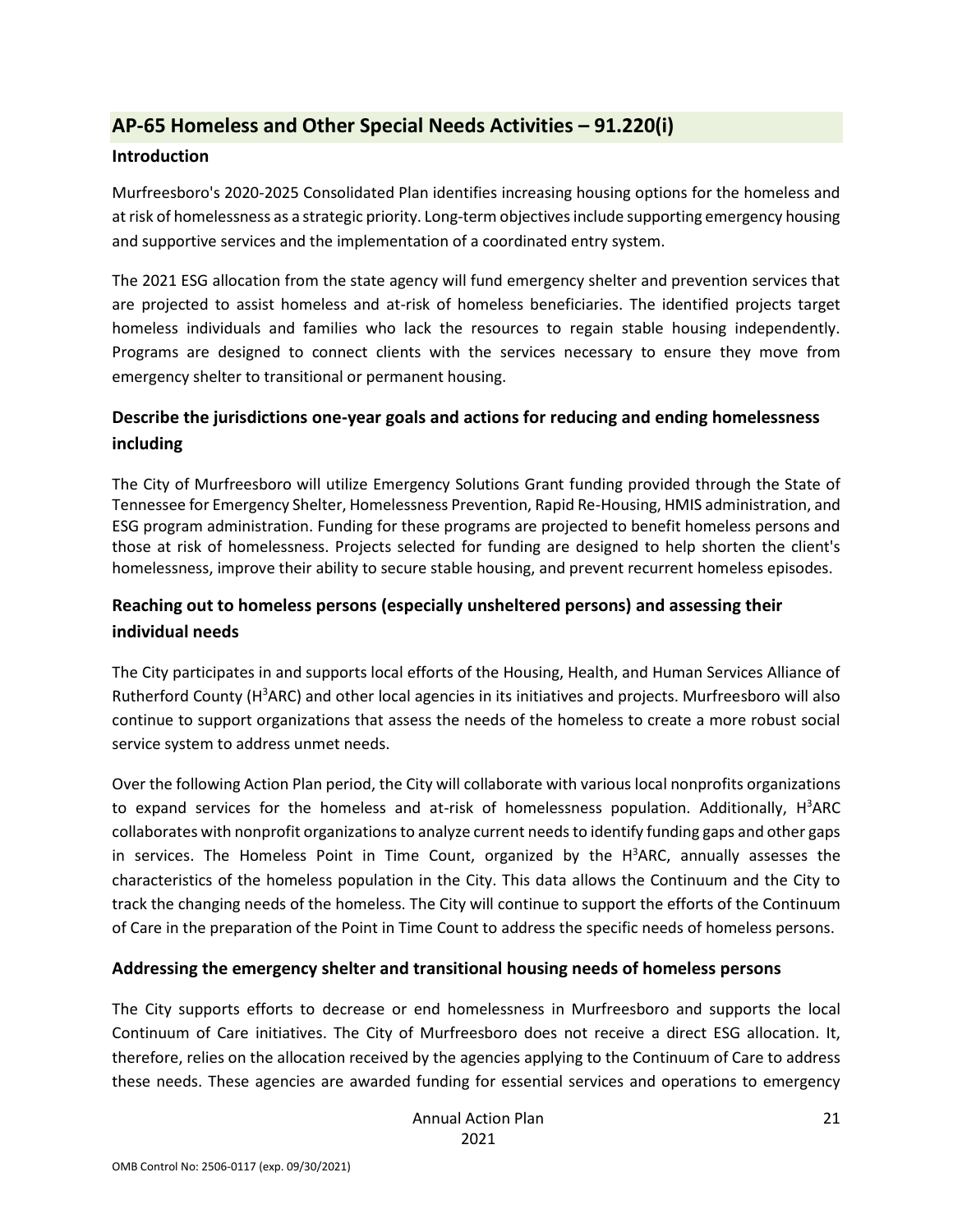## AP-65 Homeless and Other Special Needs Activities – 91.220(i)

### Introduction

Murfreesboro's 2020-2025 Consolidated Plan identifies increasing housing options for the homeless and at risk of homelessness as a strategic priority. Long-term objectives include supporting emergency housing and supportive services and the implementation of a coordinated entry system.

The 2021 ESG allocation from the state agency will fund emergency shelter and prevention services that are projected to assist homeless and at-risk of homeless beneficiaries. The identified projects target homeless individuals and families who lack the resources to regain stable housing independently. Programs are designed to connect clients with the services necessary to ensure they move from emergency shelter to transitional or permanent housing.

### Describe the jurisdictions one-year goals and actions for reducing and ending homelessness including

The City of Murfreesboro will utilize Emergency Solutions Grant funding provided through the State of Tennessee for Emergency Shelter, Homelessness Prevention, Rapid Re-Housing, HMIS administration, and ESG program administration. Funding for these programs are projected to benefit homeless persons and those at risk of homelessness. Projects selected for funding are designed to help shorten the client's homelessness, improve their ability to secure stable housing, and prevent recurrent homeless episodes.

### Reaching out to homeless persons (especially unsheltered persons) and assessing their individual needs

The City participates in and supports local efforts of the Housing, Health, and Human Services Alliance of Rutherford County ($H^3$ARC) and other local agencies in its initiatives and projects. Murfreesboro will also continue to support organizations that assess the needs of the homeless to create a more robust social service system to address unmet needs.

Over the following Action Plan period, the City will collaborate with various local nonprofits organizations to expand services for the homeless and at-risk of homelessness population. Additionally, $H^3$ARC collaborates with nonprofit organizations to analyze current needs to identify funding gaps and other gaps in services. The Homeless Point in Time Count, organized by the $H^3$ARC, annually assesses the characteristics of the homeless population in the City. This data allows the Continuum and the City to track the changing needs of the homeless. The City will continue to support the efforts of the Continuum of Care in the preparation of the Point in Time Count to address the specific needs of homeless persons.

### Addressing the emergency shelter and transitional housing needs of homeless persons

The City supports efforts to decrease or end homelessness in Murfreesboro and supports the local Continuum of Care initiatives. The City of Murfreesboro does not receive a direct ESG allocation. It, therefore, relies on the allocation received by the agencies applying to the Continuum of Care to address these needs. These agencies are awarded funding for essential services and operations to emergency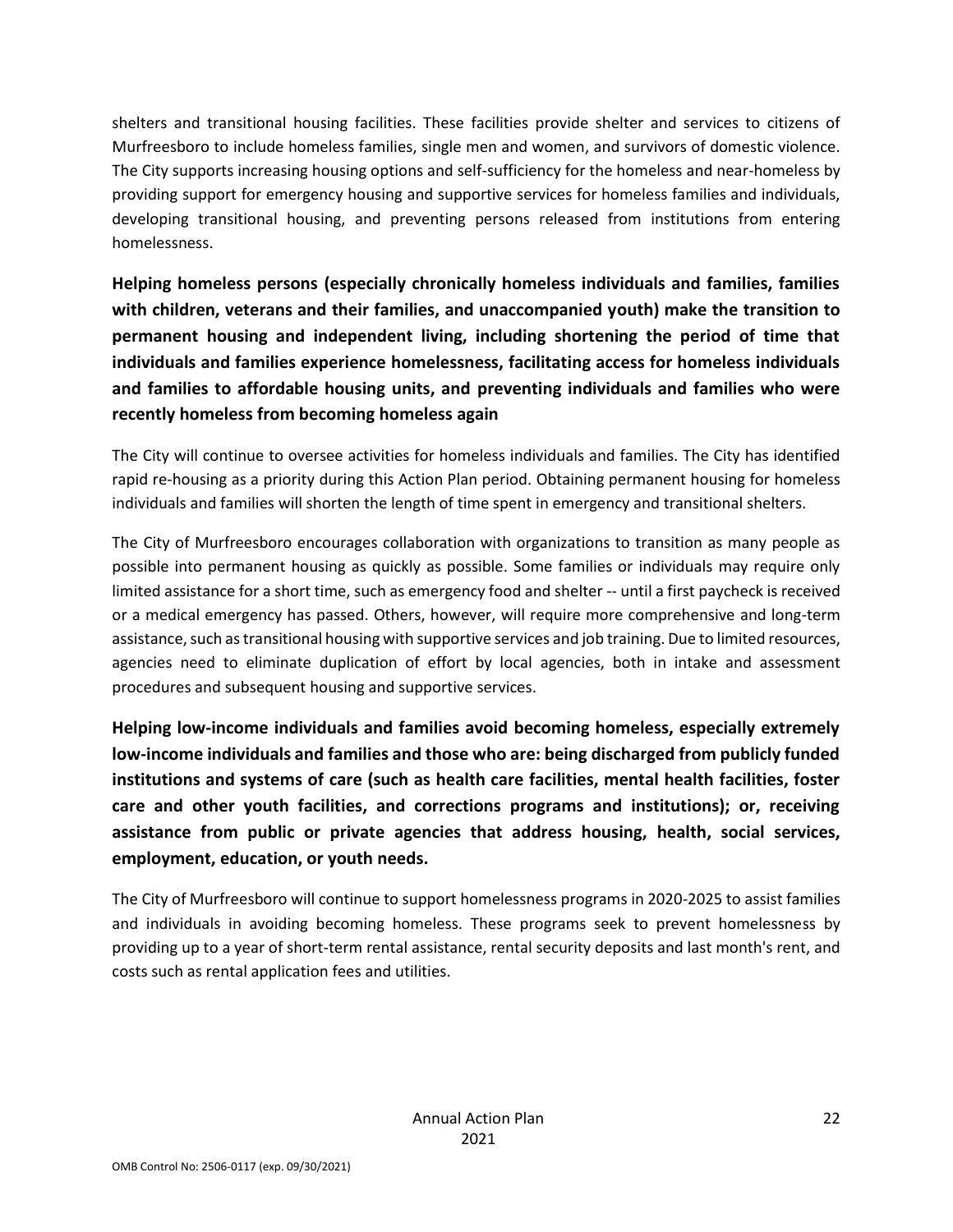shelters and transitional housing facilities. These facilities provide shelter and services to citizens of Murfreesboro to include homeless families, single men and women, and survivors of domestic violence. The City supports increasing housing options and self-sufficiency for the homeless and near-homeless by providing support for emergency housing and supportive services for homeless families and individuals, developing transitional housing, and preventing persons released from institutions from entering homelessness.

**Helping homeless persons (especially chronically homeless individuals and families, families with children, veterans and their families, and unaccompanied youth) make the transition to permanent housing and independent living, including shortening the period of time that individuals and families experience homelessness, facilitating access for homeless individuals and families to affordable housing units, and preventing individuals and families who were recently homeless from becoming homeless again**

The City will continue to oversee activities for homeless individuals and families. The City has identified rapid re-housing as a priority during this Action Plan period. Obtaining permanent housing for homeless individuals and families will shorten the length of time spent in emergency and transitional shelters.

The City of Murfreesboro encourages collaboration with organizations to transition as many people as possible into permanent housing as quickly as possible. Some families or individuals may require only limited assistance for a short time, such as emergency food and shelter -- until a first paycheck is received or a medical emergency has passed. Others, however, will require more comprehensive and long-term assistance, such as transitional housing with supportive services and job training. Due to limited resources, agencies need to eliminate duplication of effort by local agencies, both in intake and assessment procedures and subsequent housing and supportive services.

**Helping low-income individuals and families avoid becoming homeless, especially extremely low-income individuals and families and those who are: being discharged from publicly funded institutions and systems of care (such as health care facilities, mental health facilities, foster care and other youth facilities, and corrections programs and institutions); or, receiving assistance from public or private agencies that address housing, health, social services, employment, education, or youth needs.**

The City of Murfreesboro will continue to support homelessness programs in 2020-2025 to assist families and individuals in avoiding becoming homeless. These programs seek to prevent homelessness by providing up to a year of short-term rental assistance, rental security deposits and last month's rent, and costs such as rental application fees and utilities.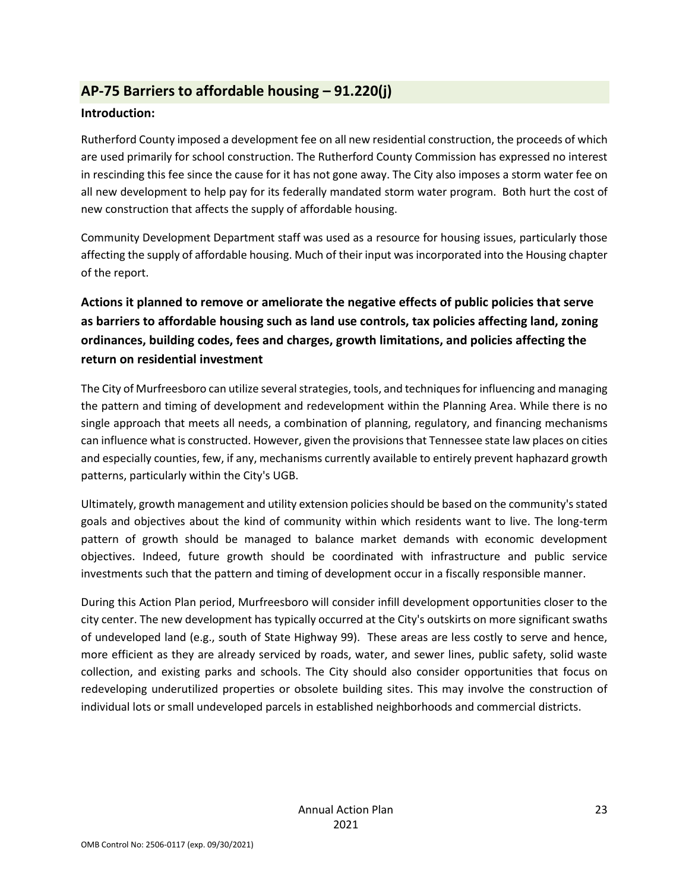## AP-75 Barriers to affordable housing – 91.220(j)

**Introduction:**

Rutherford County imposed a development fee on all new residential construction, the proceeds of which are used primarily for school construction. The Rutherford County Commission has expressed no interest in rescinding this fee since the cause for it has not gone away. The City also imposes a storm water fee on all new development to help pay for its federally mandated storm water program. Both hurt the cost of new construction that affects the supply of affordable housing.

Community Development Department staff was used as a resource for housing issues, particularly those affecting the supply of affordable housing. Much of their input was incorporated into the Housing chapter of the report.

### Actions it planned to remove or ameliorate the negative effects of public policies that serve as barriers to affordable housing such as land use controls, tax policies affecting land, zoning ordinances, building codes, fees and charges, growth limitations, and policies affecting the return on residential investment

The City of Murfreesboro can utilize several strategies, tools, and techniques for influencing and managing the pattern and timing of development and redevelopment within the Planning Area. While there is no single approach that meets all needs, a combination of planning, regulatory, and financing mechanisms can influence what is constructed. However, given the provisions that Tennessee state law places on cities and especially counties, few, if any, mechanisms currently available to entirely prevent haphazard growth patterns, particularly within the City's UGB.

Ultimately, growth management and utility extension policies should be based on the community's stated goals and objectives about the kind of community within which residents want to live. The long-term pattern of growth should be managed to balance market demands with economic development objectives. Indeed, future growth should be coordinated with infrastructure and public service investments such that the pattern and timing of development occur in a fiscally responsible manner.

During this Action Plan period, Murfreesboro will consider infill development opportunities closer to the city center. The new development has typically occurred at the City's outskirts on more significant swaths of undeveloped land (e.g., south of State Highway 99). These areas are less costly to serve and hence, more efficient as they are already serviced by roads, water, and sewer lines, public safety, solid waste collection, and existing parks and schools. The City should also consider opportunities that focus on redeveloping underutilized properties or obsolete building sites. This may involve the construction of individual lots or small undeveloped parcels in established neighborhoods and commercial districts.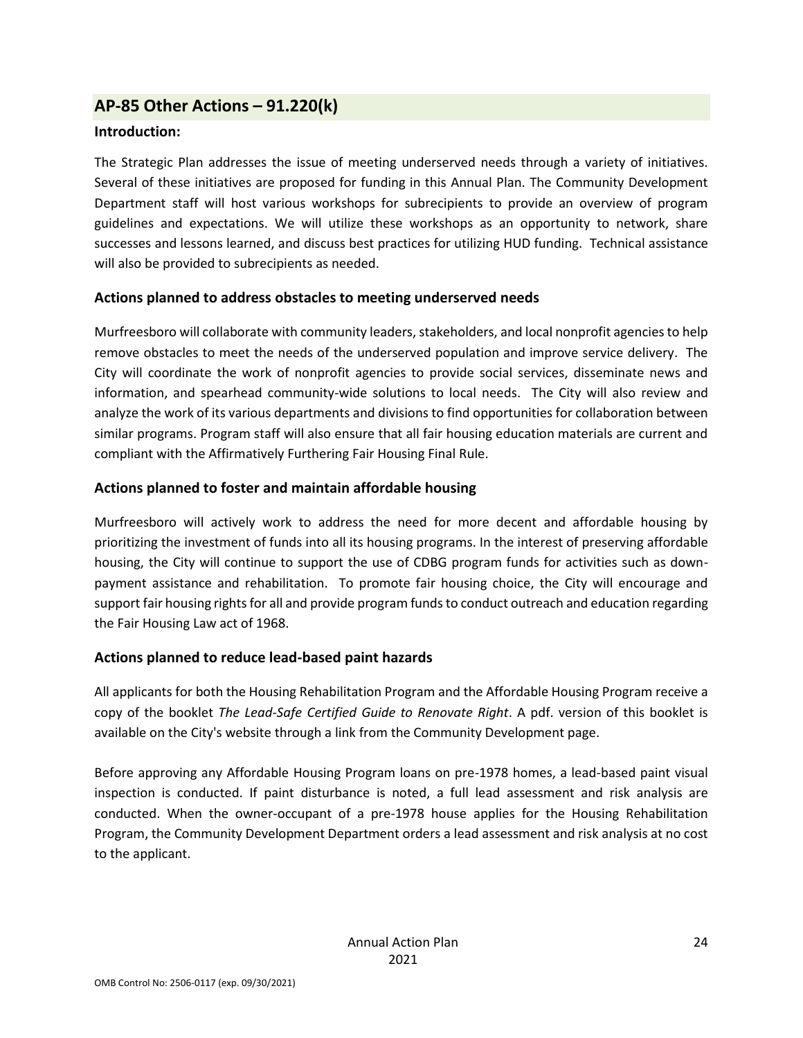## AP-85 Other Actions – 91.220(k)

### Introduction:

The Strategic Plan addresses the issue of meeting underserved needs through a variety of initiatives. Several of these initiatives are proposed for funding in this Annual Plan. The Community Development Department staff will host various workshops for subrecipients to provide an overview of program guidelines and expectations. We will utilize these workshops as an opportunity to network, share successes and lessons learned, and discuss best practices for utilizing HUD funding. Technical assistance will also be provided to subrecipients as needed.

### Actions planned to address obstacles to meeting underserved needs

Murfreesboro will collaborate with community leaders, stakeholders, and local nonprofit agencies to help remove obstacles to meet the needs of the underserved population and improve service delivery. The City will coordinate the work of nonprofit agencies to provide social services, disseminate news and information, and spearhead community-wide solutions to local needs. The City will also review and analyze the work of its various departments and divisions to find opportunities for collaboration between similar programs. Program staff will also ensure that all fair housing education materials are current and compliant with the Affirmatively Furthering Fair Housing Final Rule.

### Actions planned to foster and maintain affordable housing

Murfreesboro will actively work to address the need for more decent and affordable housing by prioritizing the investment of funds into all its housing programs. In the interest of preserving affordable housing, the City will continue to support the use of CDBG program funds for activities such as down-payment assistance and rehabilitation. To promote fair housing choice, the City will encourage and support fair housing rights for all and provide program funds to conduct outreach and education regarding the Fair Housing Law act of 1968.

### Actions planned to reduce lead-based paint hazards

All applicants for both the Housing Rehabilitation Program and the Affordable Housing Program receive a copy of the booklet *The Lead-Safe Certified Guide to Renovate Right*. A pdf. version of this booklet is available on the City's website through a link from the Community Development page.

Before approving any Affordable Housing Program loans on pre-1978 homes, a lead-based paint visual inspection is conducted. If paint disturbance is noted, a full lead assessment and risk analysis are conducted. When the owner-occupant of a pre-1978 house applies for the Housing Rehabilitation Program, the Community Development Department orders a lead assessment and risk analysis at no cost to the applicant.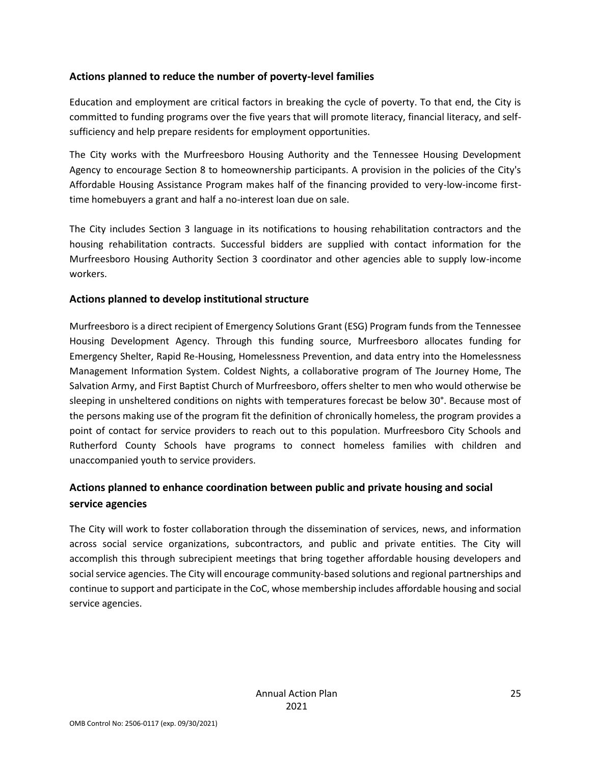## Actions planned to reduce the number of poverty-level families

Education and employment are critical factors in breaking the cycle of poverty. To that end, the City is committed to funding programs over the five years that will promote literacy, financial literacy, and self-sufficiency and help prepare residents for employment opportunities.

The City works with the Murfreesboro Housing Authority and the Tennessee Housing Development Agency to encourage Section 8 to homeownership participants. A provision in the policies of the City's Affordable Housing Assistance Program makes half of the financing provided to very-low-income first-time homebuyers a grant and half a no-interest loan due on sale.

The City includes Section 3 language in its notifications to housing rehabilitation contractors and the housing rehabilitation contracts. Successful bidders are supplied with contact information for the Murfreesboro Housing Authority Section 3 coordinator and other agencies able to supply low-income workers.

## Actions planned to develop institutional structure

Murfreesboro is a direct recipient of Emergency Solutions Grant (ESG) Program funds from the Tennessee Housing Development Agency. Through this funding source, Murfreesboro allocates funding for Emergency Shelter, Rapid Re-Housing, Homelessness Prevention, and data entry into the Homelessness Management Information System. Coldest Nights, a collaborative program of The Journey Home, The Salvation Army, and First Baptist Church of Murfreesboro, offers shelter to men who would otherwise be sleeping in unsheltered conditions on nights with temperatures forecast be below 30°. Because most of the persons making use of the program fit the definition of chronically homeless, the program provides a point of contact for service providers to reach out to this population. Murfreesboro City Schools and Rutherford County Schools have programs to connect homeless families with children and unaccompanied youth to service providers.

## Actions planned to enhance coordination between public and private housing and social service agencies

The City will work to foster collaboration through the dissemination of services, news, and information across social service organizations, subcontractors, and public and private entities. The City will accomplish this through subrecipient meetings that bring together affordable housing developers and social service agencies. The City will encourage community-based solutions and regional partnerships and continue to support and participate in the CoC, whose membership includes affordable housing and social service agencies.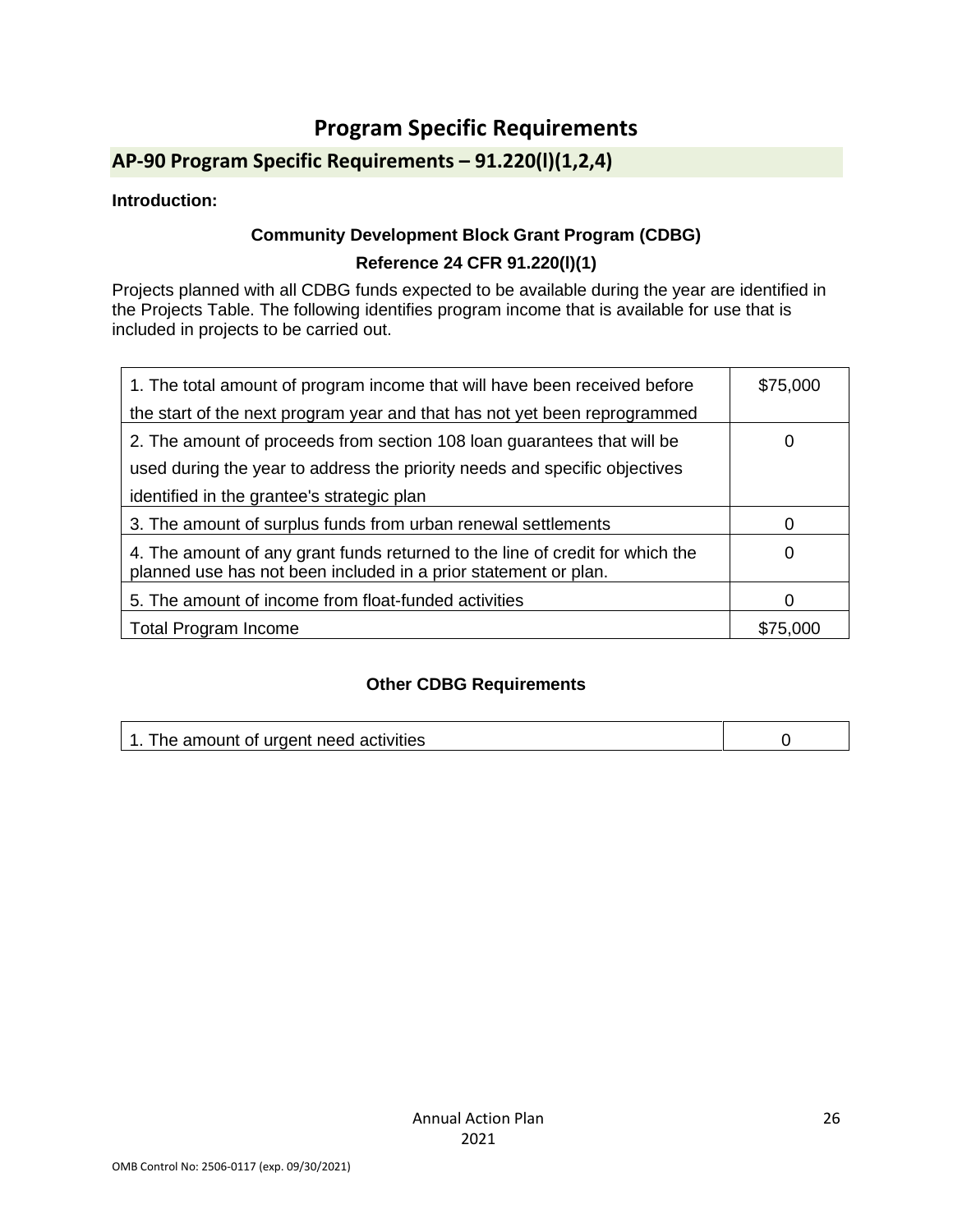# Program Specific Requirements

## AP-90 Program Specific Requirements – 91.220(l)(1,2,4)

**Introduction:**

### Community Development Block Grant Program (CDBG)

**Reference 24 CFR 91.220(l)(1)**

Projects planned with all CDBG funds expected to be available during the year are identified in the Projects Table. The following identifies program income that is available for use that is included in projects to be carried out.

| | |
|---|---|
| 1. The total amount of program income that will have been received before the start of the next program year and that has not yet been reprogrammed | $75,000 |
| 2. The amount of proceeds from section 108 loan guarantees that will be used during the year to address the priority needs and specific objectives identified in the grantee's strategic plan | 0 |
| 3. The amount of surplus funds from urban renewal settlements | 0 |
| 4. The amount of any grant funds returned to the line of credit for which the planned use has not been included in a prior statement or plan. | 0 |
| 5. The amount of income from float-funded activities | 0 |
| Total Program Income | $75,000 |

### Other CDBG Requirements

| | |
|---|---|
| 1. The amount of urgent need activities | 0 |